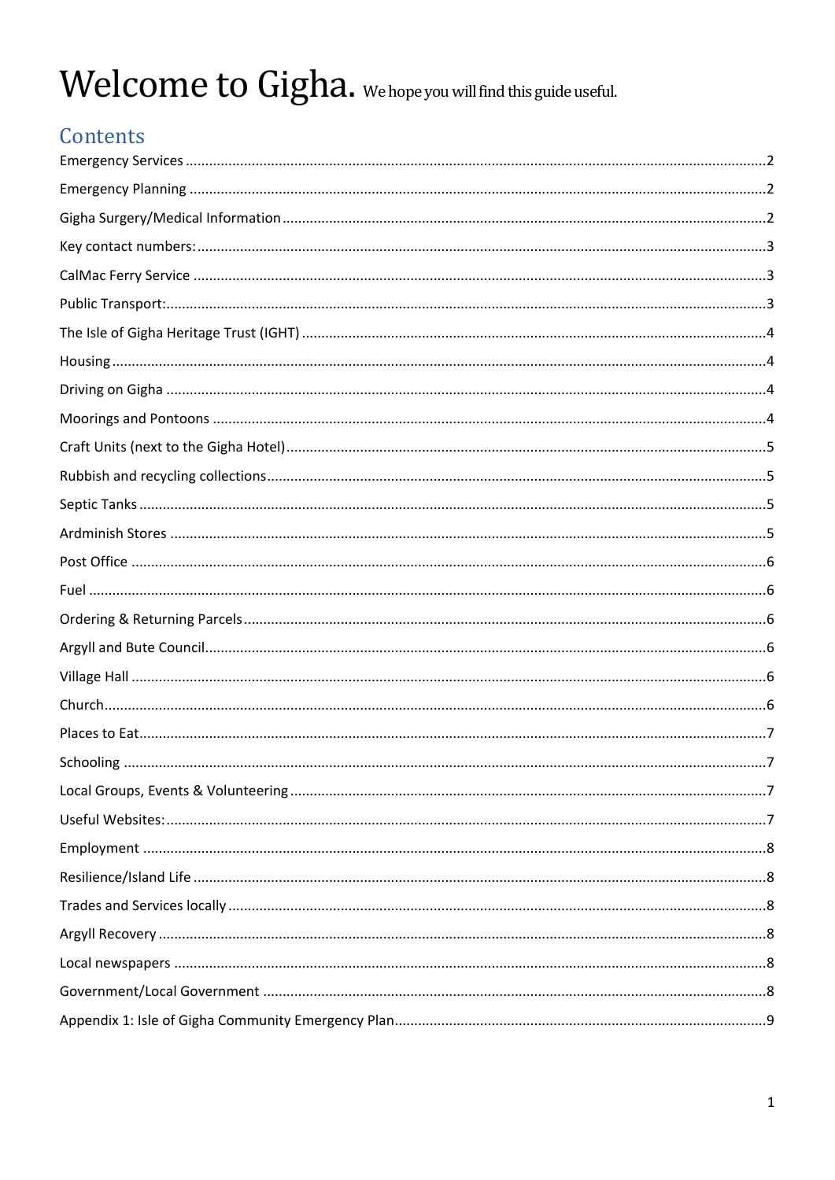# Welcome to Gigha. We hope you will find this guide useful.

## Contents

Emergency Services ....................................................................................... 2
Emergency Planning ..................................................................................... 2
Gigha Surgery/Medical Information ................................................................ 2
Key contact numbers: .................................................................................... 3
CalMac Ferry Service .................................................................................... 3
Public Transport: .......................................................................................... 3
The Isle of Gigha Heritage Trust (IGHT) ........................................................... 4
Housing ...................................................................................................... 4
Driving on Gigha ........................................................................................... 4
Moorings and Pontoons ................................................................................. 4
Craft Units (next to the Gigha Hotel) ................................................................ 5
Rubbish and recycling collections .................................................................... 5
Septic Tanks ................................................................................................ 5
Ardminish Stores .......................................................................................... 5
Post Office ................................................................................................... 6
Fuel ............................................................................................................ 6
Ordering & Returning Parcels .......................................................................... 6
Argyll and Bute Council .................................................................................. 6
Village Hall .................................................................................................. 6
Church ........................................................................................................ 6
Places to Eat ................................................................................................ 7
Schooling .................................................................................................... 7
Local Groups, Events & Volunteering ............................................................... 7
Useful Websites: ........................................................................................... 7
Employment ................................................................................................ 8
Resilience/Island Life ..................................................................................... 8
Trades and Services locally ............................................................................. 8
Argyll Recovery ............................................................................................ 8
Local newspapers ......................................................................................... 8
Government/Local Government ...................................................................... 8
Appendix 1: Isle of Gigha Community Emergency Plan ........................................ 9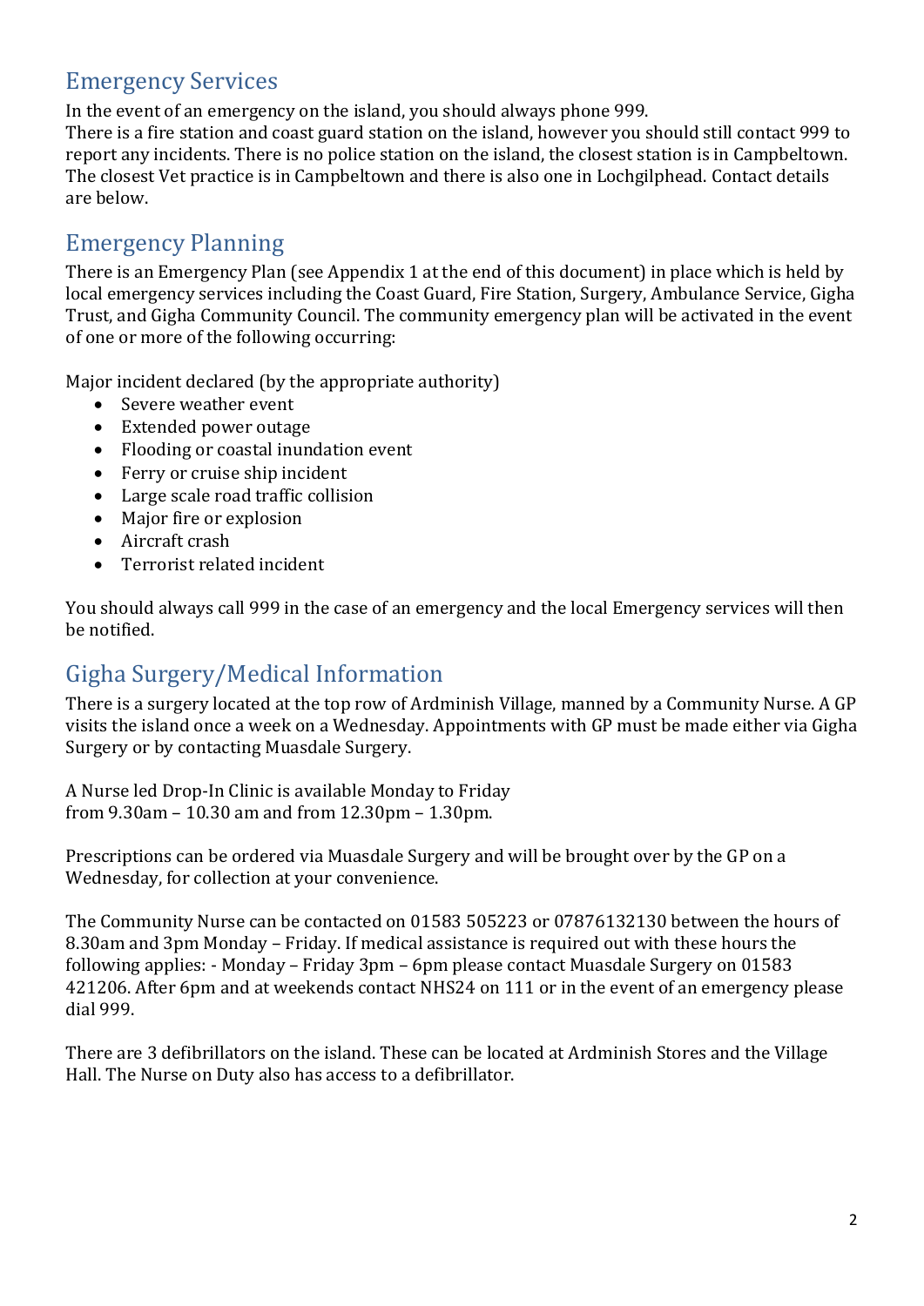## Emergency Services

In the event of an emergency on the island, you should always phone 999.
There is a fire station and coast guard station on the island, however you should still contact 999 to report any incidents. There is no police station on the island, the closest station is in Campbeltown. The closest Vet practice is in Campbeltown and there is also one in Lochgilphead. Contact details are below.

## Emergency Planning

There is an Emergency Plan (see Appendix 1 at the end of this document) in place which is held by local emergency services including the Coast Guard, Fire Station, Surgery, Ambulance Service, Gigha Trust, and Gigha Community Council. The community emergency plan will be activated in the event of one or more of the following occurring:

Major incident declared (by the appropriate authority)

- Severe weather event
- Extended power outage
- Flooding or coastal inundation event
- Ferry or cruise ship incident
- Large scale road traffic collision
- Major fire or explosion
- Aircraft crash
- Terrorist related incident

You should always call 999 in the case of an emergency and the local Emergency services will then be notified.

## Gigha Surgery/Medical Information

There is a surgery located at the top row of Ardminish Village, manned by a Community Nurse. A GP visits the island once a week on a Wednesday. Appointments with GP must be made either via Gigha Surgery or by contacting Muasdale Surgery.

A Nurse led Drop-In Clinic is available Monday to Friday
from 9.30am – 10.30 am and from 12.30pm – 1.30pm.

Prescriptions can be ordered via Muasdale Surgery and will be brought over by the GP on a Wednesday, for collection at your convenience.

The Community Nurse can be contacted on 01583 505223 or 07876132130 between the hours of 8.30am and 3pm Monday – Friday. If medical assistance is required out with these hours the following applies: - Monday – Friday 3pm – 6pm please contact Muasdale Surgery on 01583 421206. After 6pm and at weekends contact NHS24 on 111 or in the event of an emergency please dial 999.

There are 3 defibrillators on the island. These can be located at Ardminish Stores and the Village Hall. The Nurse on Duty also has access to a defibrillator.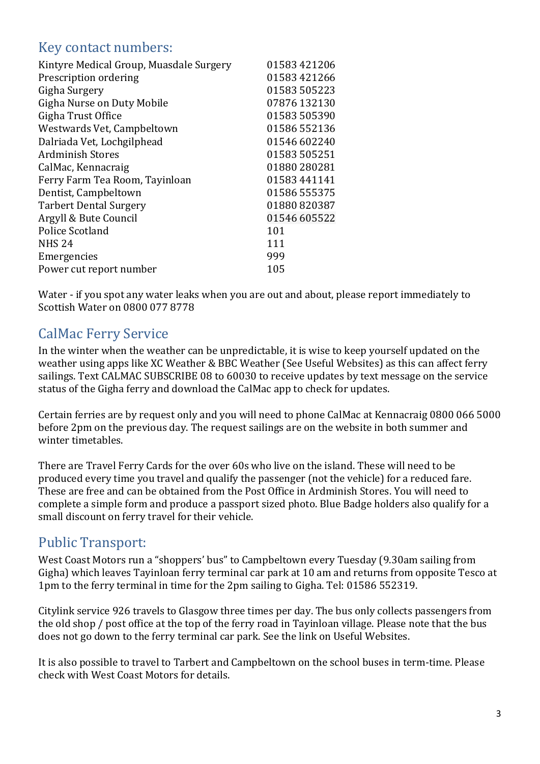## Key contact numbers:

| | |
|---|---|
| Kintyre Medical Group, Muasdale Surgery | 01583 421206 |
| Prescription ordering | 01583 421266 |
| Gigha Surgery | 01583 505223 |
| Gigha Nurse on Duty Mobile | 07876 132130 |
| Gigha Trust Office | 01583 505390 |
| Westwards Vet, Campbeltown | 01586 552136 |
| Dalriada Vet, Lochgilphead | 01546 602240 |
| Ardminish Stores | 01583 505251 |
| CalMac, Kennacraig | 01880 280281 |
| Ferry Farm Tea Room, Tayinloan | 01583 441141 |
| Dentist, Campbeltown | 01586 555375 |
| Tarbert Dental Surgery | 01880 820387 |
| Argyll & Bute Council | 01546 605522 |
| Police Scotland | 101 |
| NHS 24 | 111 |
| Emergencies | 999 |
| Power cut report number | 105 |

Water - if you spot any water leaks when you are out and about, please report immediately to Scottish Water on 0800 077 8778

## CalMac Ferry Service

In the winter when the weather can be unpredictable, it is wise to keep yourself updated on the weather using apps like XC Weather & BBC Weather (See Useful Websites) as this can affect ferry sailings. Text CALMAC SUBSCRIBE 08 to 60030 to receive updates by text message on the service status of the Gigha ferry and download the CalMac app to check for updates.

Certain ferries are by request only and you will need to phone CalMac at Kennacraig 0800 066 5000 before 2pm on the previous day. The request sailings are on the website in both summer and winter timetables.

There are Travel Ferry Cards for the over 60s who live on the island. These will need to be produced every time you travel and qualify the passenger (not the vehicle) for a reduced fare. These are free and can be obtained from the Post Office in Ardminish Stores. You will need to complete a simple form and produce a passport sized photo. Blue Badge holders also qualify for a small discount on ferry travel for their vehicle.

## Public Transport:

West Coast Motors run a "shoppers' bus" to Campbeltown every Tuesday (9.30am sailing from Gigha) which leaves Tayinloan ferry terminal car park at 10 am and returns from opposite Tesco at 1pm to the ferry terminal in time for the 2pm sailing to Gigha. Tel: 01586 552319.

Citylink service 926 travels to Glasgow three times per day. The bus only collects passengers from the old shop / post office at the top of the ferry road in Tayinloan village. Please note that the bus does not go down to the ferry terminal car park. See the link on Useful Websites.

It is also possible to travel to Tarbert and Campbeltown on the school buses in term-time. Please check with West Coast Motors for details.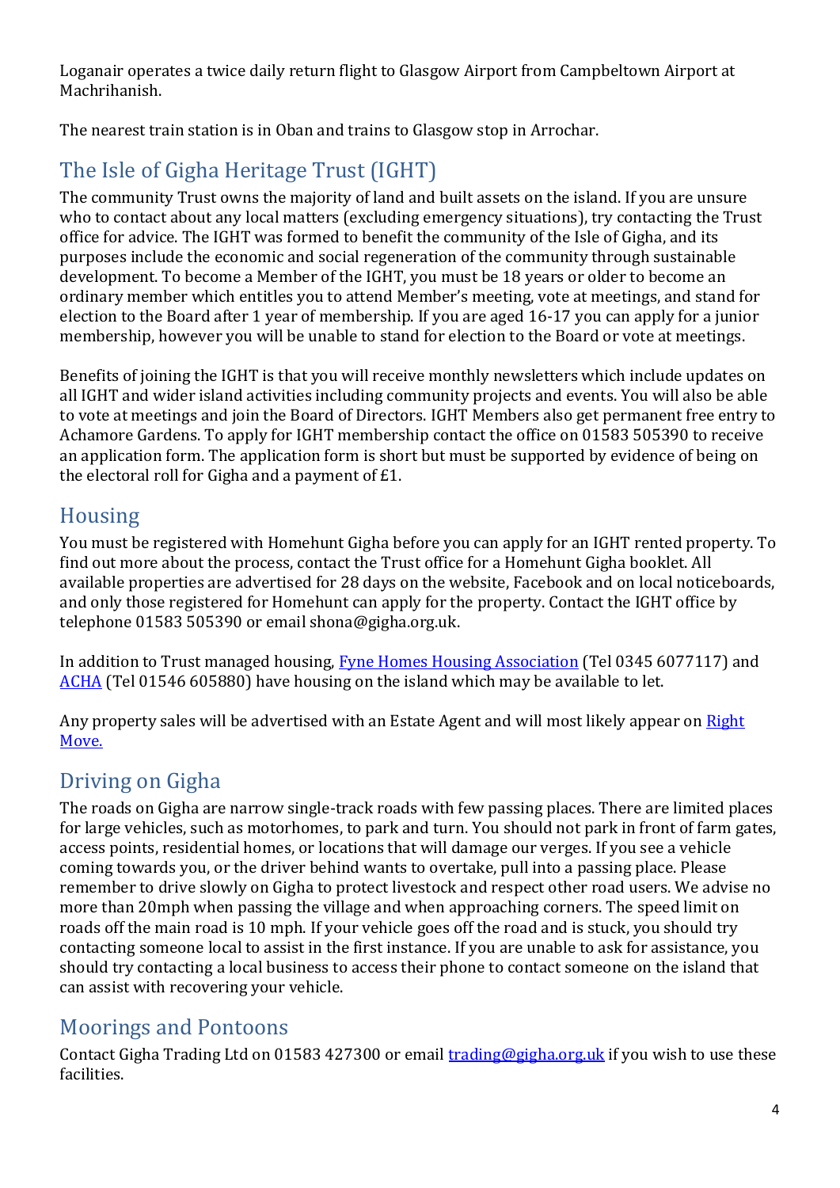Loganair operates a twice daily return flight to Glasgow Airport from Campbeltown Airport at Machrihanish.

The nearest train station is in Oban and trains to Glasgow stop in Arrochar.

## The Isle of Gigha Heritage Trust (IGHT)

The community Trust owns the majority of land and built assets on the island. If you are unsure who to contact about any local matters (excluding emergency situations), try contacting the Trust office for advice. The IGHT was formed to benefit the community of the Isle of Gigha, and its purposes include the economic and social regeneration of the community through sustainable development. To become a Member of the IGHT, you must be 18 years or older to become an ordinary member which entitles you to attend Member's meeting, vote at meetings, and stand for election to the Board after 1 year of membership. If you are aged 16-17 you can apply for a junior membership, however you will be unable to stand for election to the Board or vote at meetings.

Benefits of joining the IGHT is that you will receive monthly newsletters which include updates on all IGHT and wider island activities including community projects and events. You will also be able to vote at meetings and join the Board of Directors. IGHT Members also get permanent free entry to Achamore Gardens. To apply for IGHT membership contact the office on 01583 505390 to receive an application form. The application form is short but must be supported by evidence of being on the electoral roll for Gigha and a payment of £1.

## Housing

You must be registered with Homehunt Gigha before you can apply for an IGHT rented property. To find out more about the process, contact the Trust office for a Homehunt Gigha booklet. All available properties are advertised for 28 days on the website, Facebook and on local noticeboards, and only those registered for Homehunt can apply for the property. Contact the IGHT office by telephone 01583 505390 or email shona@gigha.org.uk.

In addition to Trust managed housing, Fyne Homes Housing Association (Tel 0345 6077117) and ACHA (Tel 01546 605880) have housing on the island which may be available to let.

Any property sales will be advertised with an Estate Agent and will most likely appear on Right Move.

## Driving on Gigha

The roads on Gigha are narrow single-track roads with few passing places. There are limited places for large vehicles, such as motorhomes, to park and turn. You should not park in front of farm gates, access points, residential homes, or locations that will damage our verges. If you see a vehicle coming towards you, or the driver behind wants to overtake, pull into a passing place. Please remember to drive slowly on Gigha to protect livestock and respect other road users. We advise no more than 20mph when passing the village and when approaching corners. The speed limit on roads off the main road is 10 mph. If your vehicle goes off the road and is stuck, you should try contacting someone local to assist in the first instance. If you are unable to ask for assistance, you should try contacting a local business to access their phone to contact someone on the island that can assist with recovering your vehicle.

## Moorings and Pontoons

Contact Gigha Trading Ltd on 01583 427300 or email trading@gigha.org.uk if you wish to use these facilities.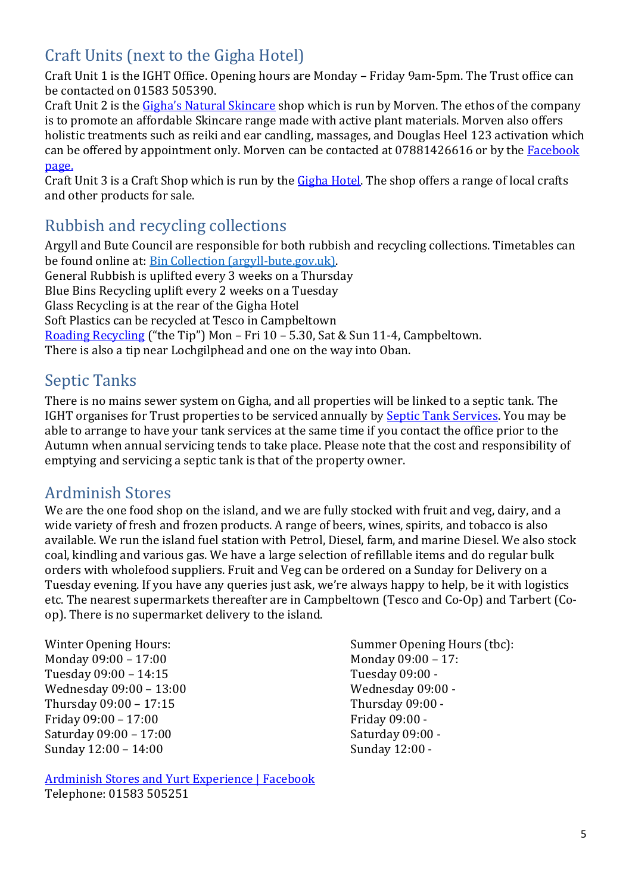## Craft Units (next to the Gigha Hotel)

Craft Unit 1 is the IGHT Office. Opening hours are Monday – Friday 9am-5pm. The Trust office can be contacted on 01583 505390.
Craft Unit 2 is the Gigha's Natural Skincare shop which is run by Morven. The ethos of the company is to promote an affordable Skincare range made with active plant materials. Morven also offers holistic treatments such as reiki and ear candling, massages, and Douglas Heel 123 activation which can be offered by appointment only. Morven can be contacted at 07881426616 or by the Facebook page.
Craft Unit 3 is a Craft Shop which is run by the Gigha Hotel. The shop offers a range of local crafts and other products for sale.

## Rubbish and recycling collections

Argyll and Bute Council are responsible for both rubbish and recycling collections. Timetables can be found online at: Bin Collection (argyll-bute.gov.uk).
General Rubbish is uplifted every 3 weeks on a Thursday
Blue Bins Recycling uplift every 2 weeks on a Tuesday
Glass Recycling is at the rear of the Gigha Hotel
Soft Plastics can be recycled at Tesco in Campbeltown
Roading Recycling ("the Tip") Mon – Fri 10 – 5.30, Sat & Sun 11-4, Campbeltown.
There is also a tip near Lochgilphead and one on the way into Oban.

## Septic Tanks

There is no mains sewer system on Gigha, and all properties will be linked to a septic tank. The IGHT organises for Trust properties to be serviced annually by Septic Tank Services. You may be able to arrange to have your tank services at the same time if you contact the office prior to the Autumn when annual servicing tends to take place. Please note that the cost and responsibility of emptying and servicing a septic tank is that of the property owner.

## Ardminish Stores

We are the one food shop on the island, and we are fully stocked with fruit and veg, dairy, and a wide variety of fresh and frozen products. A range of beers, wines, spirits, and tobacco is also available. We run the island fuel station with Petrol, Diesel, farm, and marine Diesel. We also stock coal, kindling and various gas. We have a large selection of refillable items and do regular bulk orders with wholefood suppliers. Fruit and Veg can be ordered on a Sunday for Delivery on a Tuesday evening. If you have any queries just ask, we're always happy to help, be it with logistics etc. The nearest supermarkets thereafter are in Campbeltown (Tesco and Co-Op) and Tarbert (Co-op). There is no supermarket delivery to the island.

Winter Opening Hours:
Monday 09:00 – 17:00
Tuesday 09:00 – 14:15
Wednesday 09:00 – 13:00
Thursday 09:00 – 17:15
Friday 09:00 – 17:00
Saturday 09:00 – 17:00
Sunday 12:00 – 14:00

Summer Opening Hours (tbc):
Monday 09:00 – 17:
Tuesday 09:00 -
Wednesday 09:00 -
Thursday 09:00 -
Friday 09:00 -
Saturday 09:00 -
Sunday 12:00 -

Ardminish Stores and Yurt Experience | Facebook
Telephone: 01583 505251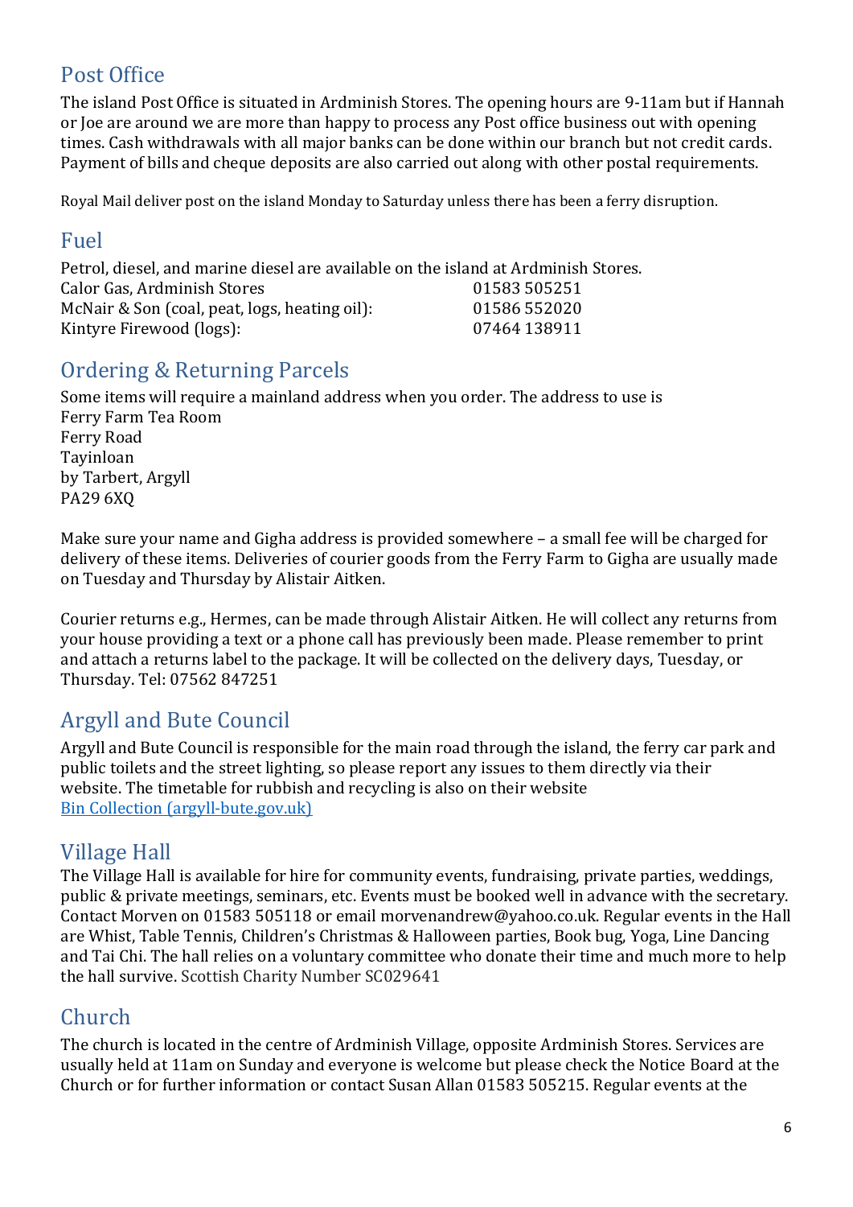## Post Office

The island Post Office is situated in Ardminish Stores. The opening hours are 9-11am but if Hannah or Joe are around we are more than happy to process any Post office business out with opening times. Cash withdrawals with all major banks can be done within our branch but not credit cards. Payment of bills and cheque deposits are also carried out along with other postal requirements.

Royal Mail deliver post on the island Monday to Saturday unless there has been a ferry disruption.

## Fuel

Petrol, diesel, and marine diesel are available on the island at Ardminish Stores.

| | |
|---|---|
| Calor Gas, Ardminish Stores | 01583 505251 |
| McNair & Son (coal, peat, logs, heating oil): | 01586 552020 |
| Kintyre Firewood (logs): | 07464 138911 |

## Ordering & Returning Parcels

Some items will require a mainland address when you order. The address to use is
Ferry Farm Tea Room
Ferry Road
Tayinloan
by Tarbert, Argyll
PA29 6XQ

Make sure your name and Gigha address is provided somewhere – a small fee will be charged for delivery of these items. Deliveries of courier goods from the Ferry Farm to Gigha are usually made on Tuesday and Thursday by Alistair Aitken.

Courier returns e.g., Hermes, can be made through Alistair Aitken. He will collect any returns from your house providing a text or a phone call has previously been made. Please remember to print and attach a returns label to the package. It will be collected on the delivery days, Tuesday, or Thursday. Tel: 07562 847251

## Argyll and Bute Council

Argyll and Bute Council is responsible for the main road through the island, the ferry car park and public toilets and the street lighting, so please report any issues to them directly via their website. The timetable for rubbish and recycling is also on their website
[Bin Collection (argyll-bute.gov.uk)](argyll-bute.gov.uk)

## Village Hall

The Village Hall is available for hire for community events, fundraising, private parties, weddings, public & private meetings, seminars, etc. Events must be booked well in advance with the secretary. Contact Morven on 01583 505118 or email morvenandrew@yahoo.co.uk. Regular events in the Hall are Whist, Table Tennis, Children's Christmas & Halloween parties, Book bug, Yoga, Line Dancing and Tai Chi. The hall relies on a voluntary committee who donate their time and much more to help the hall survive. Scottish Charity Number SC029641

## Church

The church is located in the centre of Ardminish Village, opposite Ardminish Stores. Services are usually held at 11am on Sunday and everyone is welcome but please check the Notice Board at the Church or for further information or contact Susan Allan 01583 505215. Regular events at the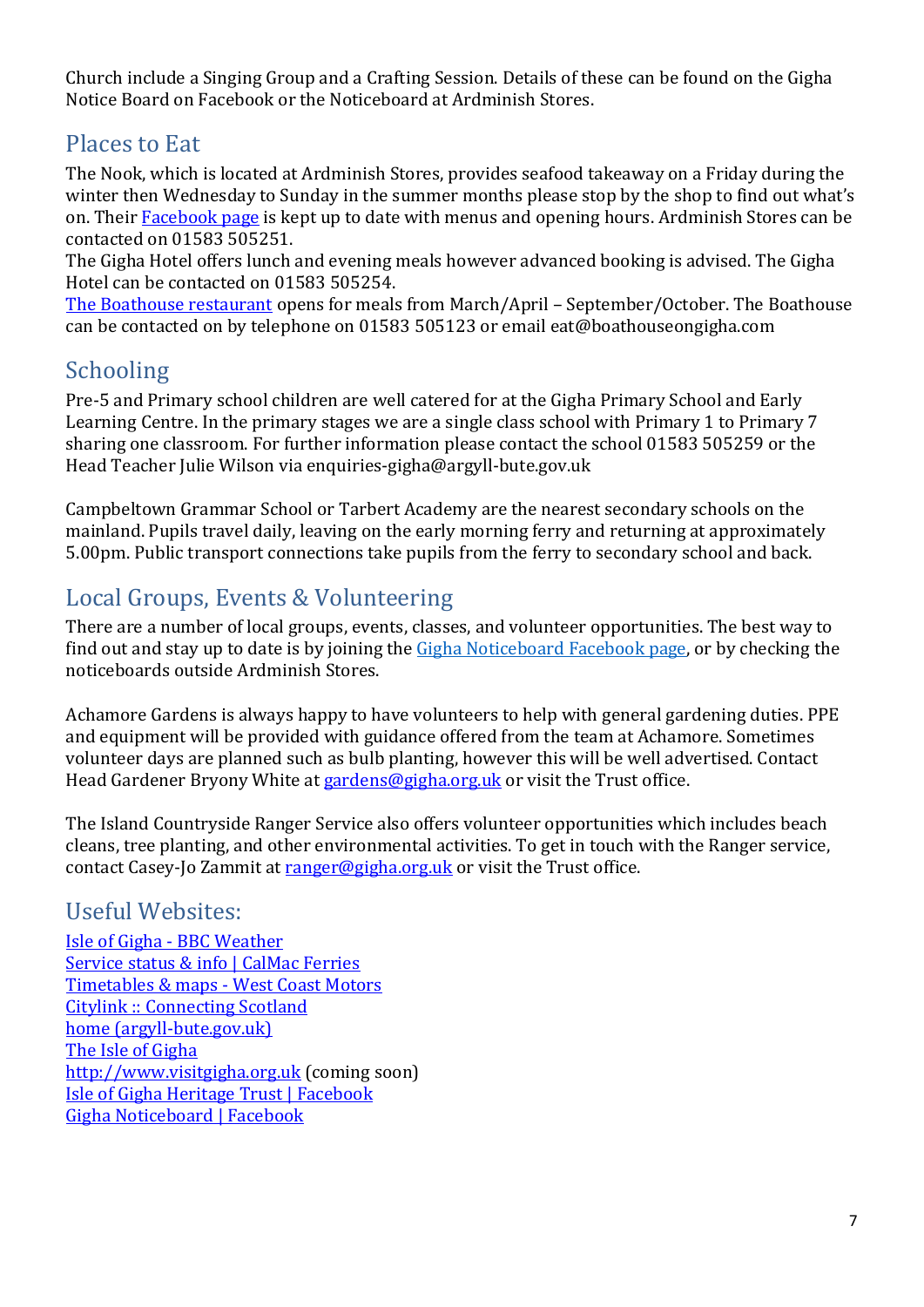Church include a Singing Group and a Crafting Session. Details of these can be found on the Gigha Notice Board on Facebook or the Noticeboard at Ardminish Stores.

## Places to Eat

The Nook, which is located at Ardminish Stores, provides seafood takeaway on a Friday during the winter then Wednesday to Sunday in the summer months please stop by the shop to find out what's on. Their Facebook page is kept up to date with menus and opening hours. Ardminish Stores can be contacted on 01583 505251.
The Gigha Hotel offers lunch and evening meals however advanced booking is advised. The Gigha Hotel can be contacted on 01583 505254.
The Boathouse restaurant opens for meals from March/April – September/October. The Boathouse can be contacted on by telephone on 01583 505123 or email eat@boathouseongigha.com

## Schooling

Pre-5 and Primary school children are well catered for at the Gigha Primary School and Early Learning Centre. In the primary stages we are a single class school with Primary 1 to Primary 7 sharing one classroom. For further information please contact the school 01583 505259 or the Head Teacher Julie Wilson via enquiries-gigha@argyll-bute.gov.uk

Campbeltown Grammar School or Tarbert Academy are the nearest secondary schools on the mainland. Pupils travel daily, leaving on the early morning ferry and returning at approximately 5.00pm. Public transport connections take pupils from the ferry to secondary school and back.

## Local Groups, Events & Volunteering

There are a number of local groups, events, classes, and volunteer opportunities. The best way to find out and stay up to date is by joining the Gigha Noticeboard Facebook page, or by checking the noticeboards outside Ardminish Stores.

Achamore Gardens is always happy to have volunteers to help with general gardening duties. PPE and equipment will be provided with guidance offered from the team at Achamore. Sometimes volunteer days are planned such as bulb planting, however this will be well advertised. Contact Head Gardener Bryony White at gardens@gigha.org.uk or visit the Trust office.

The Island Countryside Ranger Service also offers volunteer opportunities which includes beach cleans, tree planting, and other environmental activities. To get in touch with the Ranger service, contact Casey-Jo Zammit at ranger@gigha.org.uk or visit the Trust office.

## Useful Websites:

Isle of Gigha - BBC Weather
Service status & info | CalMac Ferries
Timetables & maps - West Coast Motors
Citylink :: Connecting Scotland
home (argyll-bute.gov.uk)
The Isle of Gigha
http://www.visitgigha.org.uk (coming soon)
Isle of Gigha Heritage Trust | Facebook
Gigha Noticeboard | Facebook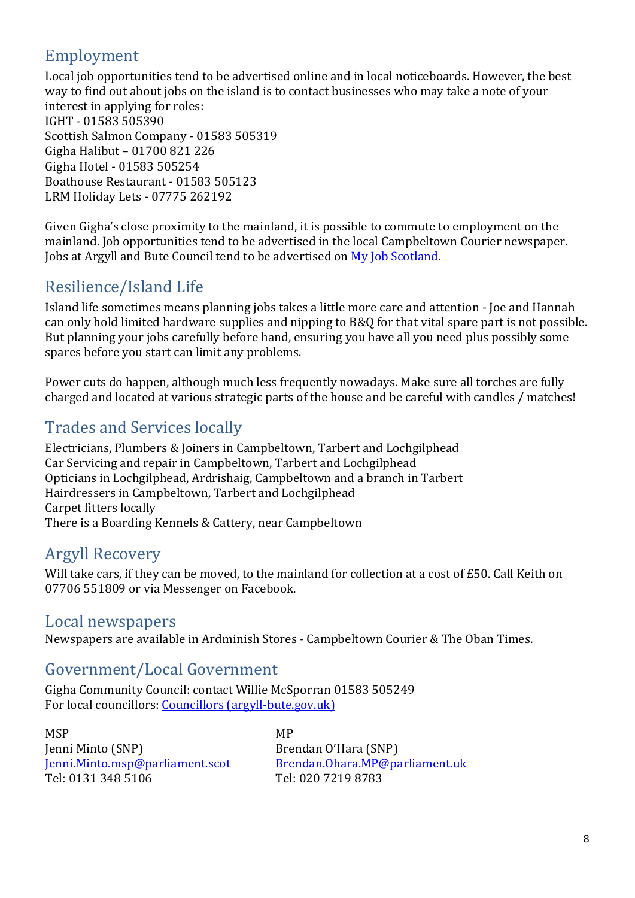## Employment

Local job opportunities tend to be advertised online and in local noticeboards. However, the best way to find out about jobs on the island is to contact businesses who may take a note of your interest in applying for roles:
IGHT - 01583 505390
Scottish Salmon Company - 01583 505319
Gigha Halibut – 01700 821 226
Gigha Hotel - 01583 505254
Boathouse Restaurant - 01583 505123
LRM Holiday Lets - 07775 262192

Given Gigha's close proximity to the mainland, it is possible to commute to employment on the mainland. Job opportunities tend to be advertised in the local Campbeltown Courier newspaper. Jobs at Argyll and Bute Council tend to be advertised on [My Job Scotland](My Job Scotland).

## Resilience/Island Life

Island life sometimes means planning jobs takes a little more care and attention - Joe and Hannah can only hold limited hardware supplies and nipping to B&Q for that vital spare part is not possible. But planning your jobs carefully before hand, ensuring you have all you need plus possibly some spares before you start can limit any problems.

Power cuts do happen, although much less frequently nowadays. Make sure all torches are fully charged and located at various strategic parts of the house and be careful with candles / matches!

## Trades and Services locally

Electricians, Plumbers & Joiners in Campbeltown, Tarbert and Lochgilphead
Car Servicing and repair in Campbeltown, Tarbert and Lochgilphead
Opticians in Lochgilphead, Ardrishaig, Campbeltown and a branch in Tarbert
Hairdressers in Campbeltown, Tarbert and Lochgilphead
Carpet fitters locally
There is a Boarding Kennels & Cattery, near Campbeltown

## Argyll Recovery

Will take cars, if they can be moved, to the mainland for collection at a cost of £50. Call Keith on 07706 551809 or via Messenger on Facebook.

## Local newspapers

Newspapers are available in Ardminish Stores - Campbeltown Courier & The Oban Times.

## Government/Local Government

Gigha Community Council: contact Willie McSporran 01583 505249
For local councillors: [Councillors (argyll-bute.gov.uk)](Councillors (argyll-bute.gov.uk))

MSP
Jenni Minto (SNP)
[Jenni.Minto.msp@parliament.scot](mailto:Jenni.Minto.msp@parliament.scot)
Tel: 0131 348 5106

MP
Brendan O'Hara (SNP)
[Brendan.Ohara.MP@parliament.uk](mailto:Brendan.Ohara.MP@parliament.uk)
Tel: 020 7219 8783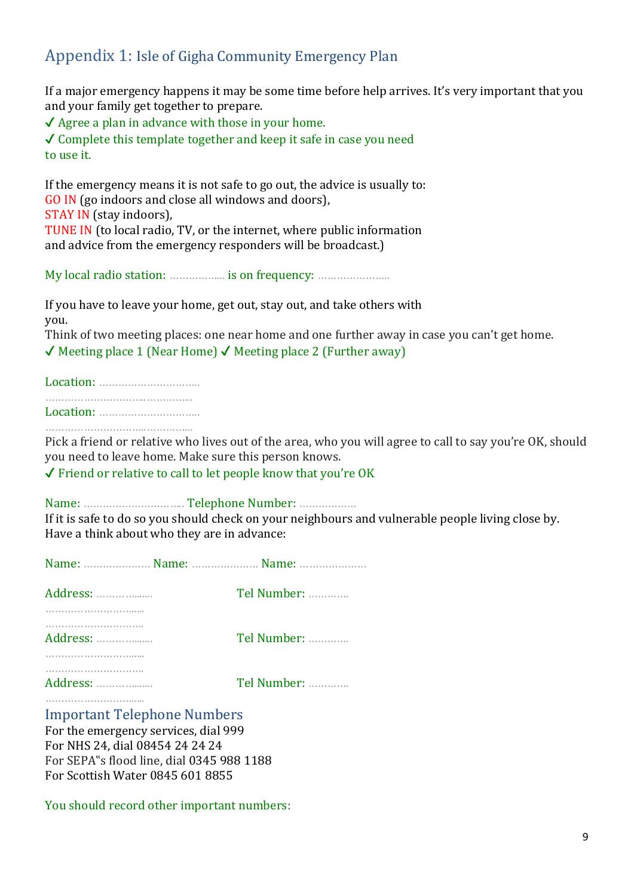## Appendix 1: Isle of Gigha Community Emergency Plan

If a major emergency happens it may be some time before help arrives. It's very important that you and your family get together to prepare.

✓ Agree a plan in advance with those in your home.

✓ Complete this template together and keep it safe in case you need to use it.

If the emergency means it is not safe to go out, the advice is usually to:
GO IN (go indoors and close all windows and doors),
STAY IN (stay indoors),
TUNE IN (to local radio, TV, or the internet, where public information and advice from the emergency responders will be broadcast.)

My local radio station: …………….. is on frequency: …………………..

If you have to leave your home, get out, stay out, and take others with you.
Think of two meeting places: one near home and one further away in case you can't get home.

✓ Meeting place 1 (Near Home) ✓ Meeting place 2 (Further away)

Location: …………………………..
……………………………………….
Location: …………………………..
……………………………………….

Pick a friend or relative who lives out of the area, who you will agree to call to say you're OK, should you need to leave home. Make sure this person knows.

✓ Friend or relative to call to let people know that you're OK

Name: ………………………….. Telephone Number: ………………

If it is safe to do so you should check on your neighbours and vulnerable people living close by. Have a think about who they are in advance:

Name: ………………… Name: ………………… Name: …………………

Address: ……………….. Tel Number: …………
…………………………...
…………………………..
Address: ……………….. Tel Number: …………
…………………………...
…………………………..
Address: ……………….. Tel Number: …………
…………………………...

### Important Telephone Numbers

For the emergency services, dial 999
For NHS 24, dial 08454 24 24 24
For SEPA"s flood line, dial 0345 988 1188
For Scottish Water 0845 601 8855

You should record other important numbers: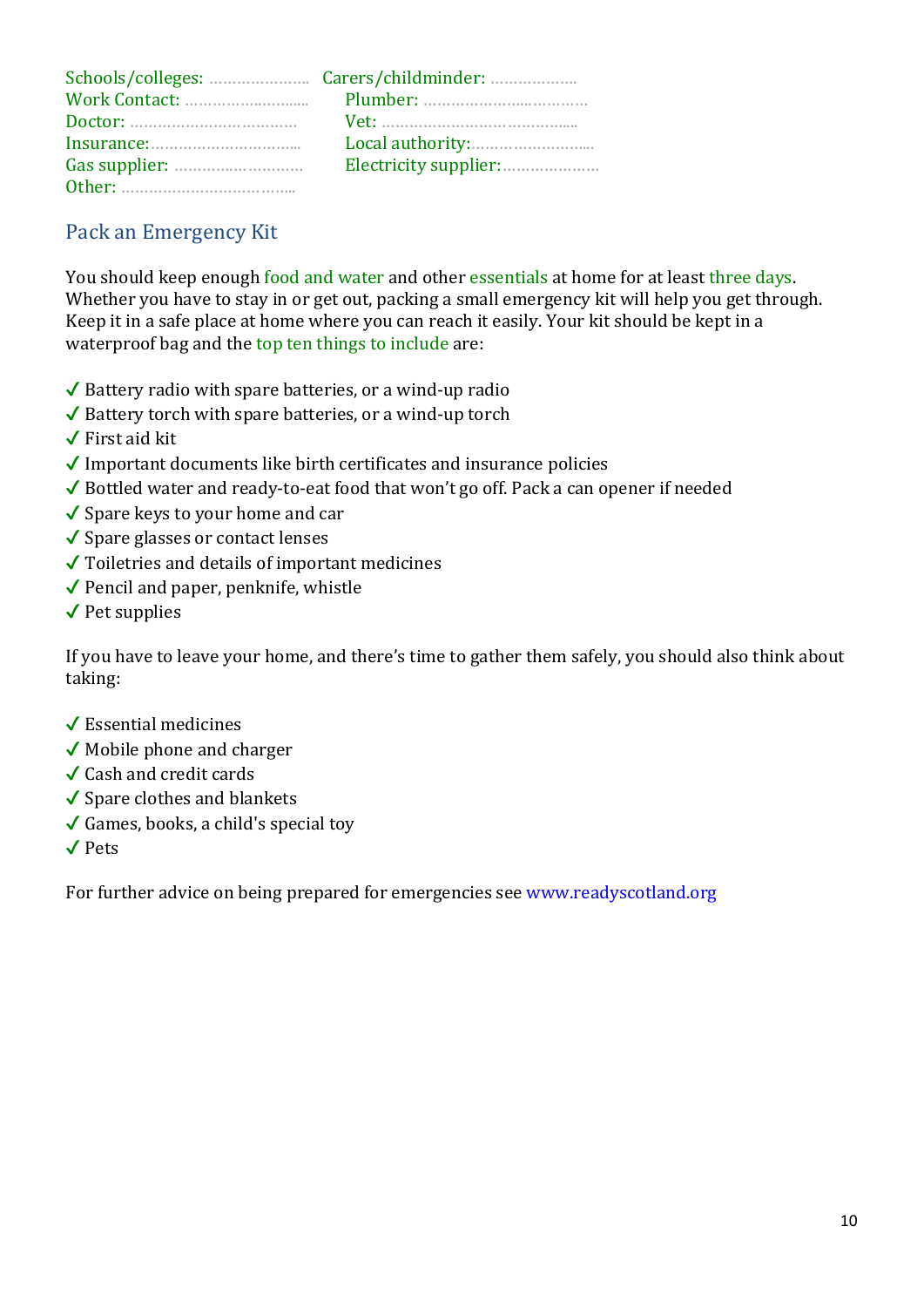Schools/colleges: …………………. Carers/childminder: ………………
Work Contact: ………………………. Plumber: …………………………….
Doctor: ……………………………… Vet: …………………………………..
Insurance:………………………….. Local authority:………………………
Gas supplier: ………………………. Electricity supplier:…………………
Other: ………………………………..

## Pack an Emergency Kit

You should keep enough food and water and other essentials at home for at least three days. Whether you have to stay in or get out, packing a small emergency kit will help you get through. Keep it in a safe place at home where you can reach it easily. Your kit should be kept in a waterproof bag and the top ten things to include are:

- ✓ Battery radio with spare batteries, or a wind-up radio
- ✓ Battery torch with spare batteries, or a wind-up torch
- ✓ First aid kit
- ✓ Important documents like birth certificates and insurance policies
- ✓ Bottled water and ready-to-eat food that won't go off. Pack a can opener if needed
- ✓ Spare keys to your home and car
- ✓ Spare glasses or contact lenses
- ✓ Toiletries and details of important medicines
- ✓ Pencil and paper, penknife, whistle
- ✓ Pet supplies

If you have to leave your home, and there's time to gather them safely, you should also think about taking:

- ✓ Essential medicines
- ✓ Mobile phone and charger
- ✓ Cash and credit cards
- ✓ Spare clothes and blankets
- ✓ Games, books, a child's special toy
- ✓ Pets

For further advice on being prepared for emergencies see www.readyscotland.org